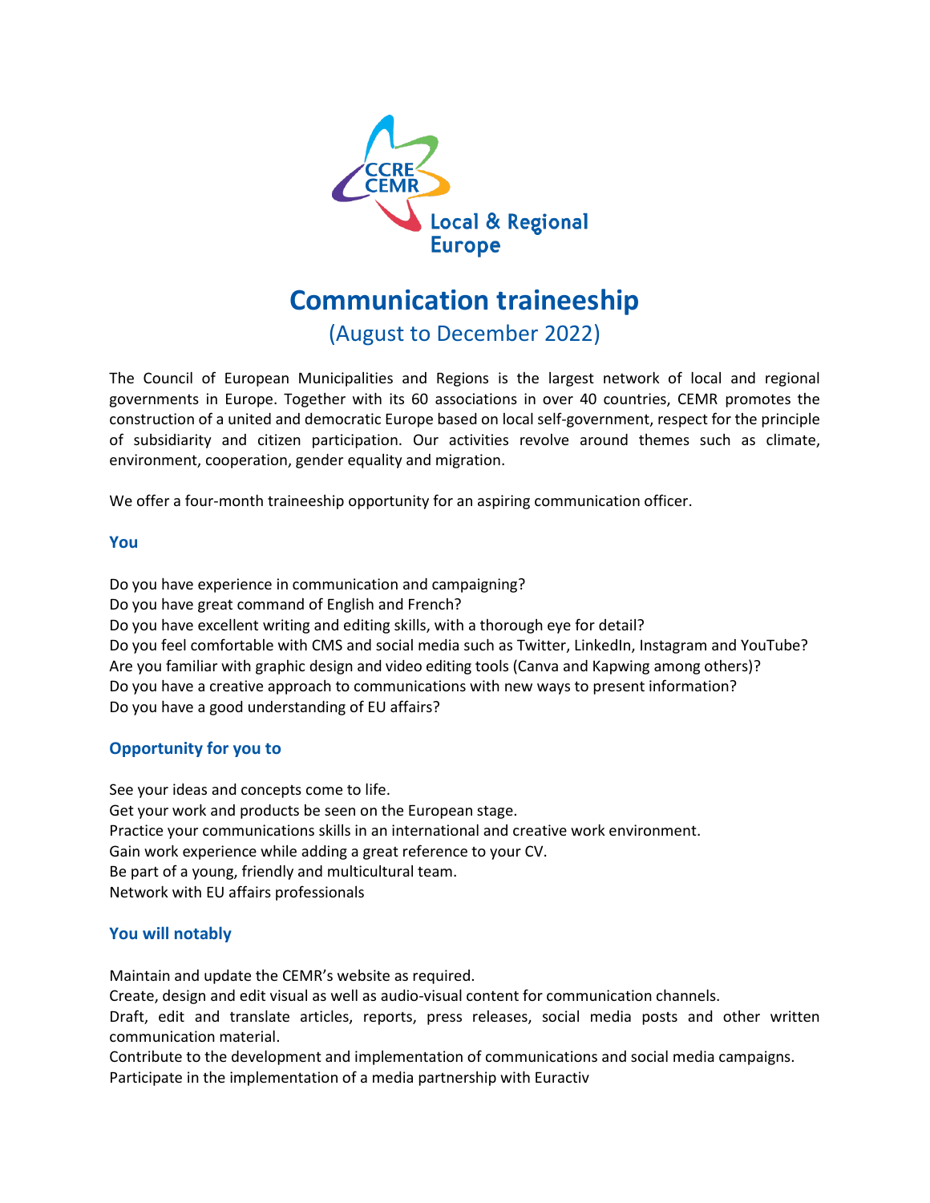CCRE CEMR Local & Regional Europe

# Communication traineeship

(August to December 2022)

The Council of European Municipalities and Regions is the largest network of local and regional governments in Europe. Together with its 60 associations in over 40 countries, CEMR promotes the construction of a united and democratic Europe based on local self-government, respect for the principle of subsidiarity and citizen participation. Our activities revolve around themes such as climate, environment, cooperation, gender equality and migration.

We offer a four-month traineeship opportunity for an aspiring communication officer.

### You

Do you have experience in communication and campaigning?
Do you have great command of English and French?
Do you have excellent writing and editing skills, with a thorough eye for detail?
Do you feel comfortable with CMS and social media such as Twitter, LinkedIn, Instagram and YouTube?
Are you familiar with graphic design and video editing tools (Canva and Kapwing among others)?
Do you have a creative approach to communications with new ways to present information?
Do you have a good understanding of EU affairs?

### Opportunity for you to

See your ideas and concepts come to life.
Get your work and products be seen on the European stage.
Practice your communications skills in an international and creative work environment.
Gain work experience while adding a great reference to your CV.
Be part of a young, friendly and multicultural team.
Network with EU affairs professionals

### You will notably

Maintain and update the CEMR's website as required.
Create, design and edit visual as well as audio-visual content for communication channels.
Draft, edit and translate articles, reports, press releases, social media posts and other written communication material.
Contribute to the development and implementation of communications and social media campaigns.
Participate in the implementation of a media partnership with Euractiv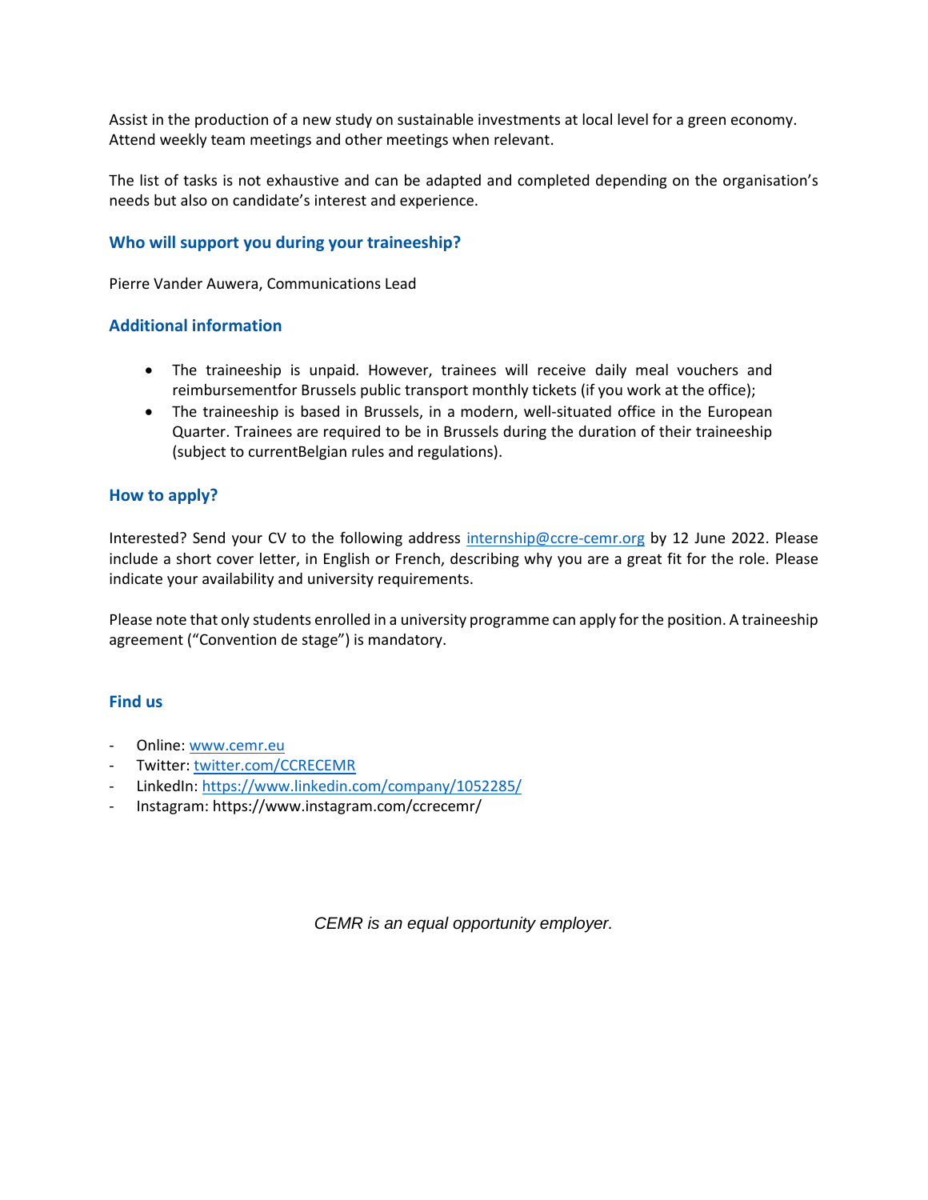Assist in the production of a new study on sustainable investments at local level for a green economy.
Attend weekly team meetings and other meetings when relevant.

The list of tasks is not exhaustive and can be adapted and completed depending on the organisation's needs but also on candidate's interest and experience.

### Who will support you during your traineeship?

Pierre Vander Auwera, Communications Lead

### Additional information

- The traineeship is unpaid. However, trainees will receive daily meal vouchers and reimbursementfor Brussels public transport monthly tickets (if you work at the office);
- The traineeship is based in Brussels, in a modern, well-situated office in the European Quarter. Trainees are required to be in Brussels during the duration of their traineeship (subject to currentBelgian rules and regulations).

### How to apply?

Interested? Send your CV to the following address internship@ccre-cemr.org by 12 June 2022. Please include a short cover letter, in English or French, describing why you are a great fit for the role. Please indicate your availability and university requirements.

Please note that only students enrolled in a university programme can apply for the position. A traineeship agreement ("Convention de stage") is mandatory.

### Find us

- Online: www.cemr.eu
- Twitter: twitter.com/CCRECEMR
- LinkedIn: https://www.linkedin.com/company/1052285/
- Instagram: https://www.instagram.com/ccrecemr/

*CEMR is an equal opportunity employer.*